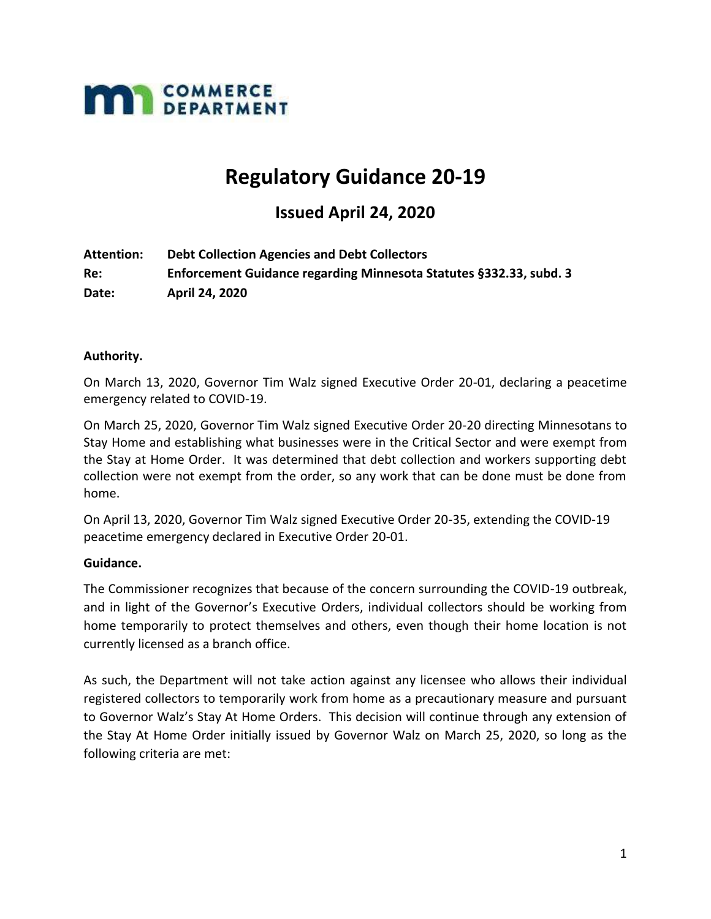**COMMERCE DEPARTMENT**

# Regulatory Guidance 20-19

## Issued April 24, 2020

**Attention:** **Debt Collection Agencies and Debt Collectors**
**Re:** **Enforcement Guidance regarding Minnesota Statutes §332.33, subd. 3**
**Date:** **April 24, 2020**

**Authority.**

On March 13, 2020, Governor Tim Walz signed Executive Order 20-01, declaring a peacetime emergency related to COVID-19.

On March 25, 2020, Governor Tim Walz signed Executive Order 20-20 directing Minnesotans to Stay Home and establishing what businesses were in the Critical Sector and were exempt from the Stay at Home Order. It was determined that debt collection and workers supporting debt collection were not exempt from the order, so any work that can be done must be done from home.

On April 13, 2020, Governor Tim Walz signed Executive Order 20-35, extending the COVID-19 peacetime emergency declared in Executive Order 20-01.

**Guidance.**

The Commissioner recognizes that because of the concern surrounding the COVID-19 outbreak, and in light of the Governor's Executive Orders, individual collectors should be working from home temporarily to protect themselves and others, even though their home location is not currently licensed as a branch office.

As such, the Department will not take action against any licensee who allows their individual registered collectors to temporarily work from home as a precautionary measure and pursuant to Governor Walz's Stay At Home Orders. This decision will continue through any extension of the Stay At Home Order initially issued by Governor Walz on March 25, 2020, so long as the following criteria are met: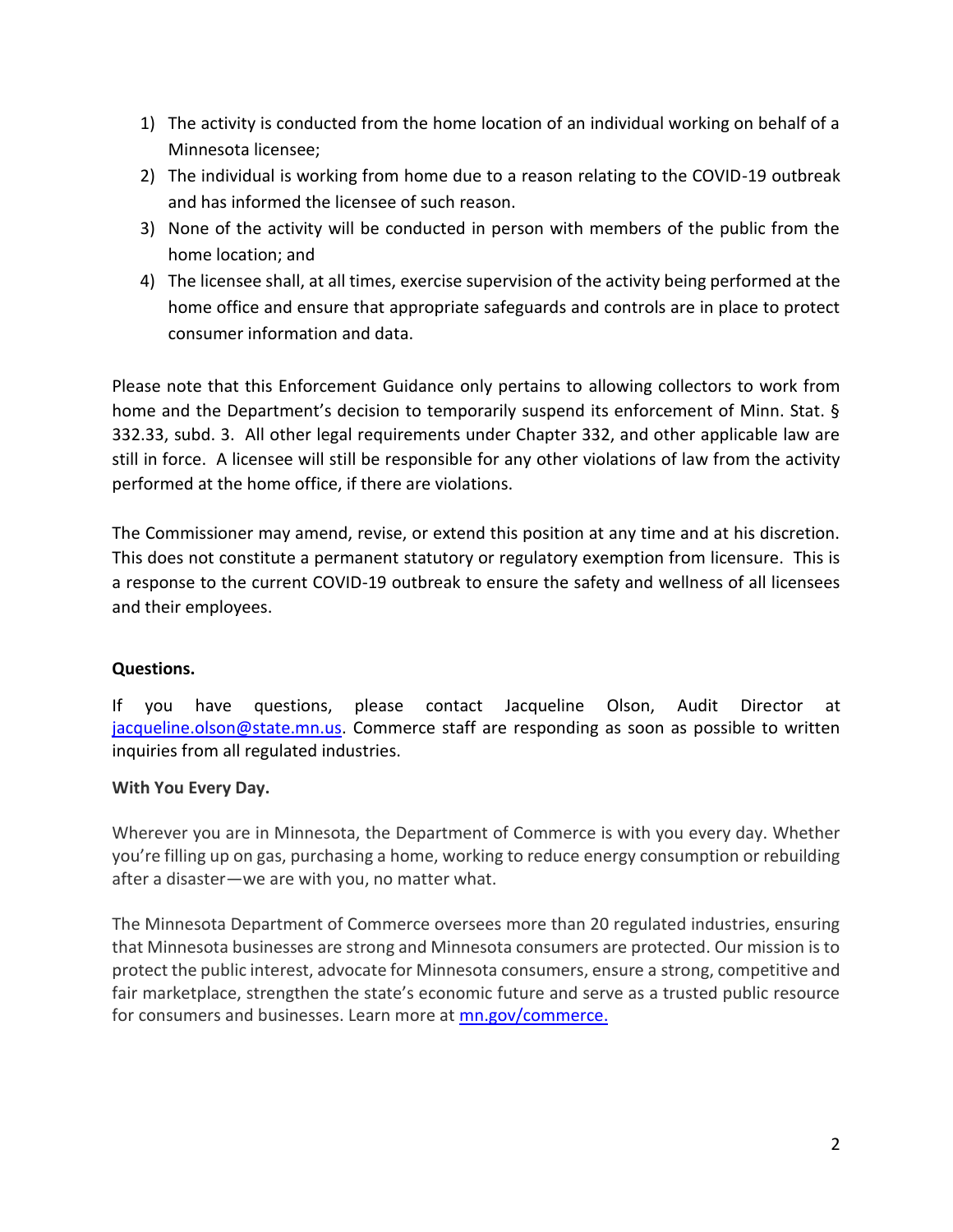1) The activity is conducted from the home location of an individual working on behalf of a Minnesota licensee;
2) The individual is working from home due to a reason relating to the COVID-19 outbreak and has informed the licensee of such reason.
3) None of the activity will be conducted in person with members of the public from the home location; and
4) The licensee shall, at all times, exercise supervision of the activity being performed at the home office and ensure that appropriate safeguards and controls are in place to protect consumer information and data.

Please note that this Enforcement Guidance only pertains to allowing collectors to work from home and the Department's decision to temporarily suspend its enforcement of Minn. Stat. § 332.33, subd. 3. All other legal requirements under Chapter 332, and other applicable law are still in force. A licensee will still be responsible for any other violations of law from the activity performed at the home office, if there are violations.

The Commissioner may amend, revise, or extend this position at any time and at his discretion. This does not constitute a permanent statutory or regulatory exemption from licensure. This is a response to the current COVID-19 outbreak to ensure the safety and wellness of all licensees and their employees.

**Questions.**

If you have questions, please contact Jacqueline Olson, Audit Director at jacqueline.olson@state.mn.us. Commerce staff are responding as soon as possible to written inquiries from all regulated industries.

**With You Every Day.**

Wherever you are in Minnesota, the Department of Commerce is with you every day. Whether you're filling up on gas, purchasing a home, working to reduce energy consumption or rebuilding after a disaster—we are with you, no matter what.

The Minnesota Department of Commerce oversees more than 20 regulated industries, ensuring that Minnesota businesses are strong and Minnesota consumers are protected. Our mission is to protect the public interest, advocate for Minnesota consumers, ensure a strong, competitive and fair marketplace, strengthen the state's economic future and serve as a trusted public resource for consumers and businesses. Learn more at mn.gov/commerce.